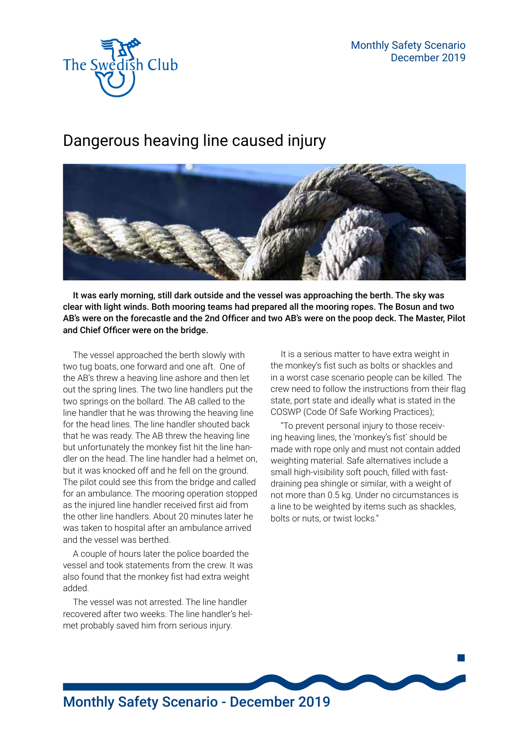# Dangerous heaving line caused injury

**It was early morning, still dark outside and the vessel was approaching the berth. The sky was clear with light winds. Both mooring teams had prepared all the mooring ropes. The Bosun and two AB's were on the forecastle and the 2nd Officer and two AB's were on the poop deck. The Master, Pilot and Chief Officer were on the bridge.**

The vessel approached the berth slowly with two tug boats, one forward and one aft. One of the AB's threw a heaving line ashore and then let out the spring lines. The two line handlers put the two springs on the bollard. The AB called to the line handler that he was throwing the heaving line for the head lines. The line handler shouted back that he was ready. The AB threw the heaving line but unfortunately the monkey fist hit the line handler on the head. The line handler had a helmet on, but it was knocked off and he fell on the ground. The pilot could see this from the bridge and called for an ambulance. The mooring operation stopped as the injured line handler received first aid from the other line handlers. About 20 minutes later he was taken to hospital after an ambulance arrived and the vessel was berthed.

A couple of hours later the police boarded the vessel and took statements from the crew. It was also found that the monkey fist had extra weight added.

The vessel was not arrested. The line handler recovered after two weeks. The line handler's helmet probably saved him from serious injury.

It is a serious matter to have extra weight in the monkey's fist such as bolts or shackles and in a worst case scenario people can be killed. The crew need to follow the instructions from their flag state, port state and ideally what is stated in the COSWP (Code Of Safe Working Practices);

"To prevent personal injury to those receiving heaving lines, the 'monkey's fist' should be made with rope only and must not contain added weighting material. Safe alternatives include a small high-visibility soft pouch, filled with fast-draining pea shingle or similar, with a weight of not more than 0.5 kg. Under no circumstances is a line to be weighted by items such as shackles, bolts or nuts, or twist locks."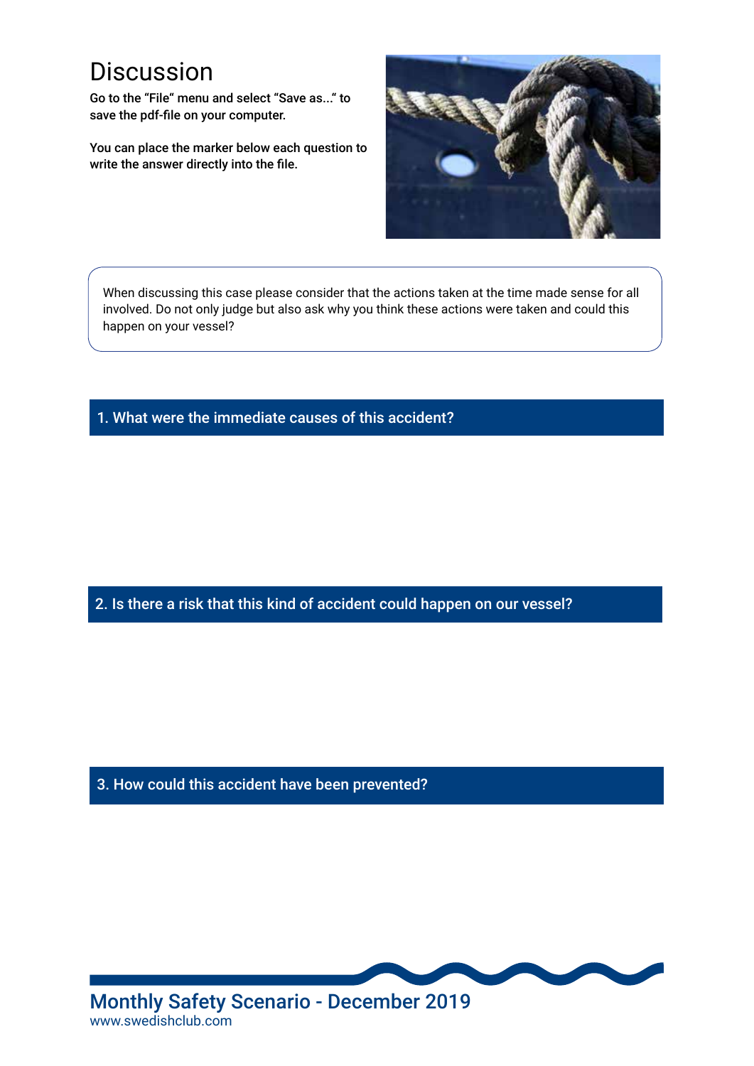# Discussion

Go to the "File" menu and select "Save as..." to save the pdf-file on your computer.

You can place the marker below each question to write the answer directly into the file.

When discussing this case please consider that the actions taken at the time made sense for all involved. Do not only judge but also ask why you think these actions were taken and could this happen on your vessel?

## 1. What were the immediate causes of this accident?

## 2. Is there a risk that this kind of accident could happen on our vessel?

## 3. How could this accident have been prevented?

**Monthly Safety Scenario - December 2019**
www.swedishclub.com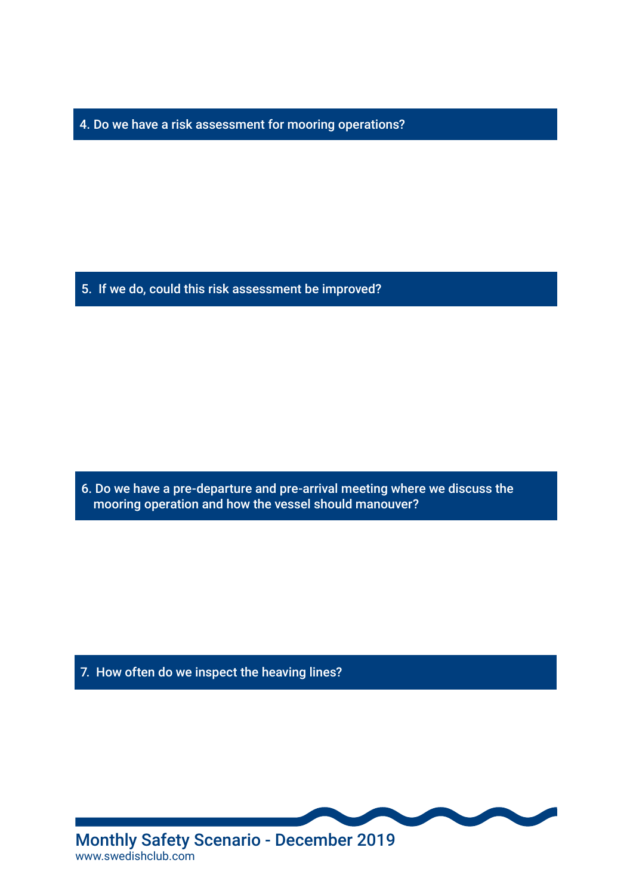4. Do we have a risk assessment for mooring operations?

5. If we do, could this risk assessment be improved?

6. Do we have a pre-departure and pre-arrival meeting where we discuss the mooring operation and how the vessel should manouver?

7. How often do we inspect the heaving lines?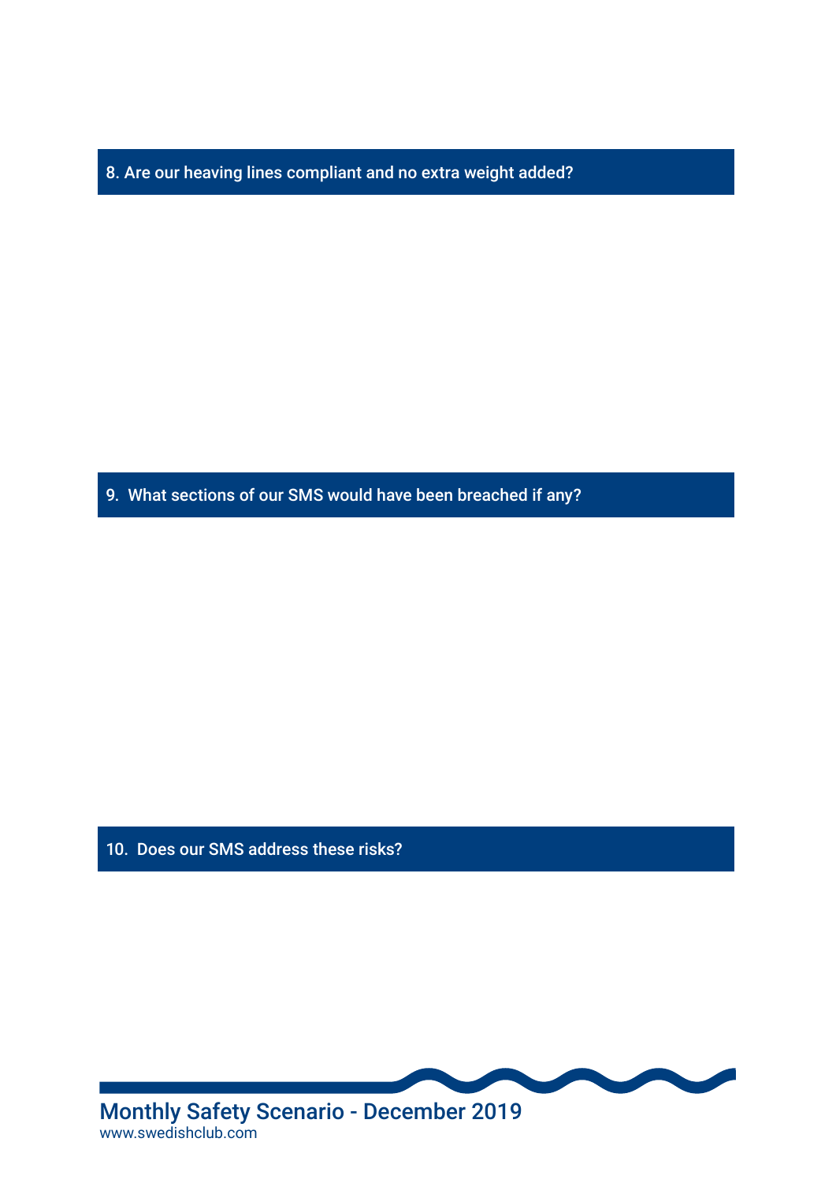### 8. Are our heaving lines compliant and no extra weight added?

### 9. What sections of our SMS would have been breached if any?

### 10. Does our SMS address these risks?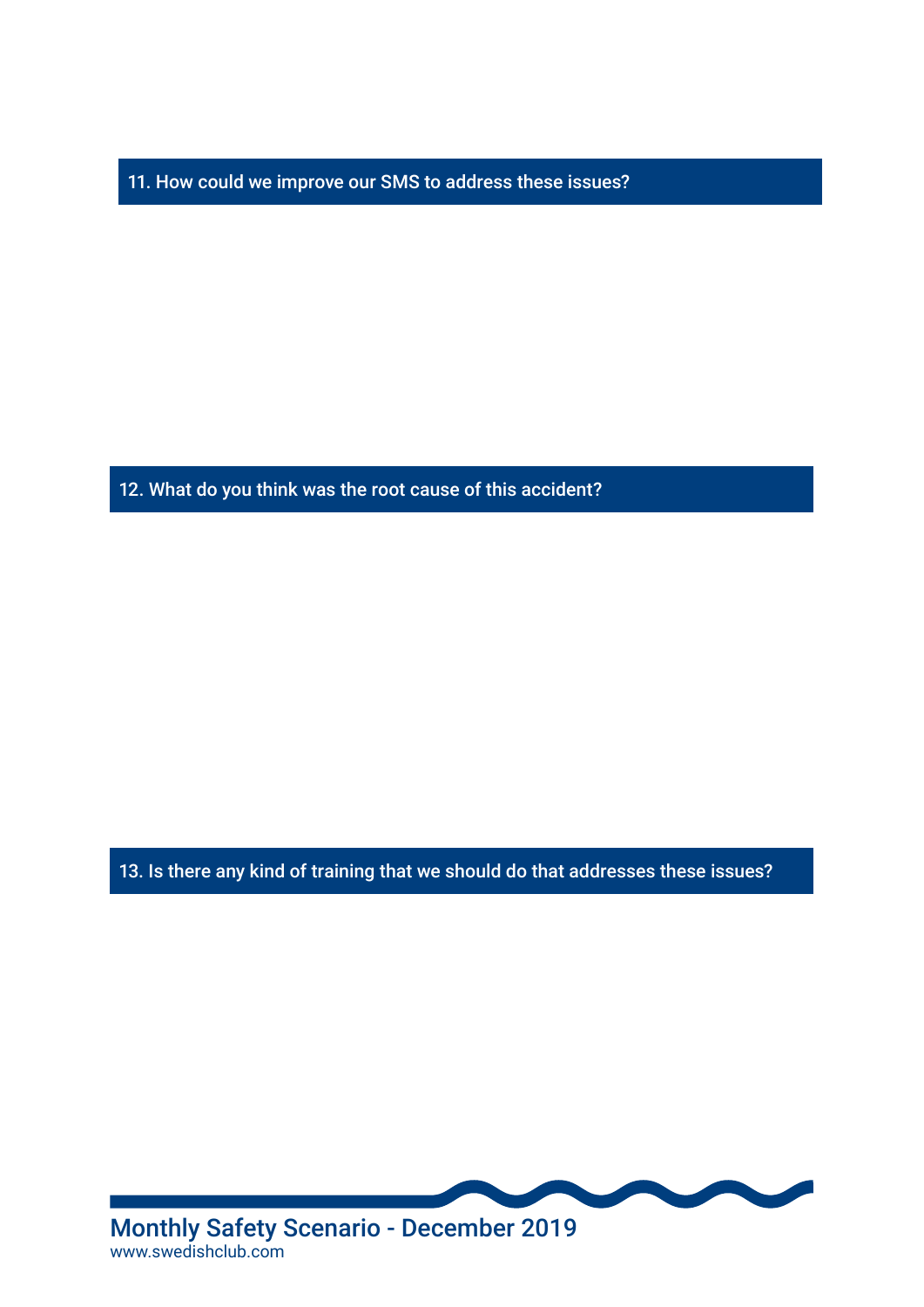## 11. How could we improve our SMS to address these issues?

## 12. What do you think was the root cause of this accident?

## 13. Is there any kind of training that we should do that addresses these issues?